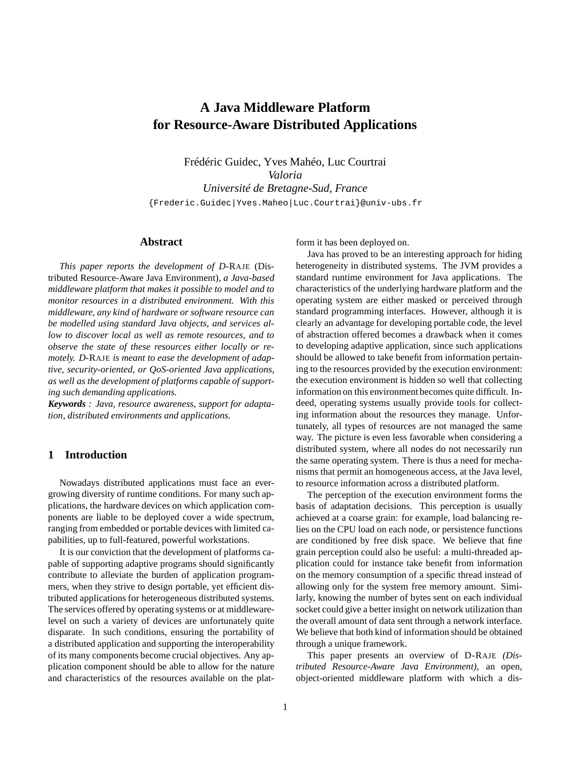# A Java Middleware Platform for Resource-Aware Distributed Applications

Frédéric Guidec, Yves Mahéo, Luc Courtrai
*Valoria*
*Université de Bretagne-Sud, France*
{Frederic.Guidec|Yves.Maheo|Luc.Courtrai}@univ-ubs.fr

## Abstract

*This paper reports the development of D-*RAJE (Distributed Resource-Aware Java Environment)*, a Java-based middleware platform that makes it possible to model and to monitor resources in a distributed environment. With this middleware, any kind of hardware or software resource can be modelled using standard Java objects, and services allow to discover local as well as remote resources, and to observe the state of these resources either locally or remotely. D-*RAJE *is meant to ease the development of adaptive, security-oriented, or QoS-oriented Java applications, as well as the development of platforms capable of supporting such demanding applications.*

***Keywords** : Java, resource awareness, support for adaptation, distributed environments and applications.*

## 1 Introduction

Nowadays distributed applications must face an ever-growing diversity of runtime conditions. For many such applications, the hardware devices on which application components are liable to be deployed cover a wide spectrum, ranging from embedded or portable devices with limited capabilities, up to full-featured, powerful workstations.

It is our conviction that the development of platforms capable of supporting adaptive programs should significantly contribute to alleviate the burden of application programmers, when they strive to design portable, yet efficient distributed applications for heterogeneous distributed systems. The services offered by operating systems or at middleware-level on such a variety of devices are unfortunately quite disparate. In such conditions, ensuring the portability of a distributed application and supporting the interoperability of its many components become crucial objectives. Any application component should be able to allow for the nature and characteristics of the resources available on the platform it has been deployed on.

Java has proved to be an interesting approach for hiding heterogeneity in distributed systems. The JVM provides a standard runtime environment for Java applications. The characteristics of the underlying hardware platform and the operating system are either masked or perceived through standard programming interfaces. However, although it is clearly an advantage for developing portable code, the level of abstraction offered becomes a drawback when it comes to developing adaptive application, since such applications should be allowed to take benefit from information pertaining to the resources provided by the execution environment: the execution environment is hidden so well that collecting information on this environment becomes quite difficult. Indeed, operating systems usually provide tools for collecting information about the resources they manage. Unfortunately, all types of resources are not managed the same way. The picture is even less favorable when considering a distributed system, where all nodes do not necessarily run the same operating system. There is thus a need for mechanisms that permit an homogeneous access, at the Java level, to resource information across a distributed platform.

The perception of the execution environment forms the basis of adaptation decisions. This perception is usually achieved at a coarse grain: for example, load balancing relies on the CPU load on each node, or persistence functions are conditioned by free disk space. We believe that fine grain perception could also be useful: a multi-threaded application could for instance take benefit from information on the memory consumption of a specific thread instead of allowing only for the system free memory amount. Similarly, knowing the number of bytes sent on each individual socket could give a better insight on network utilization than the overall amount of data sent through a network interface. We believe that both kind of information should be obtained through a unique framework.

This paper presents an overview of D-RAJE *(Distributed Resource-Aware Java Environment)*, an open, object-oriented middleware platform with which a dis-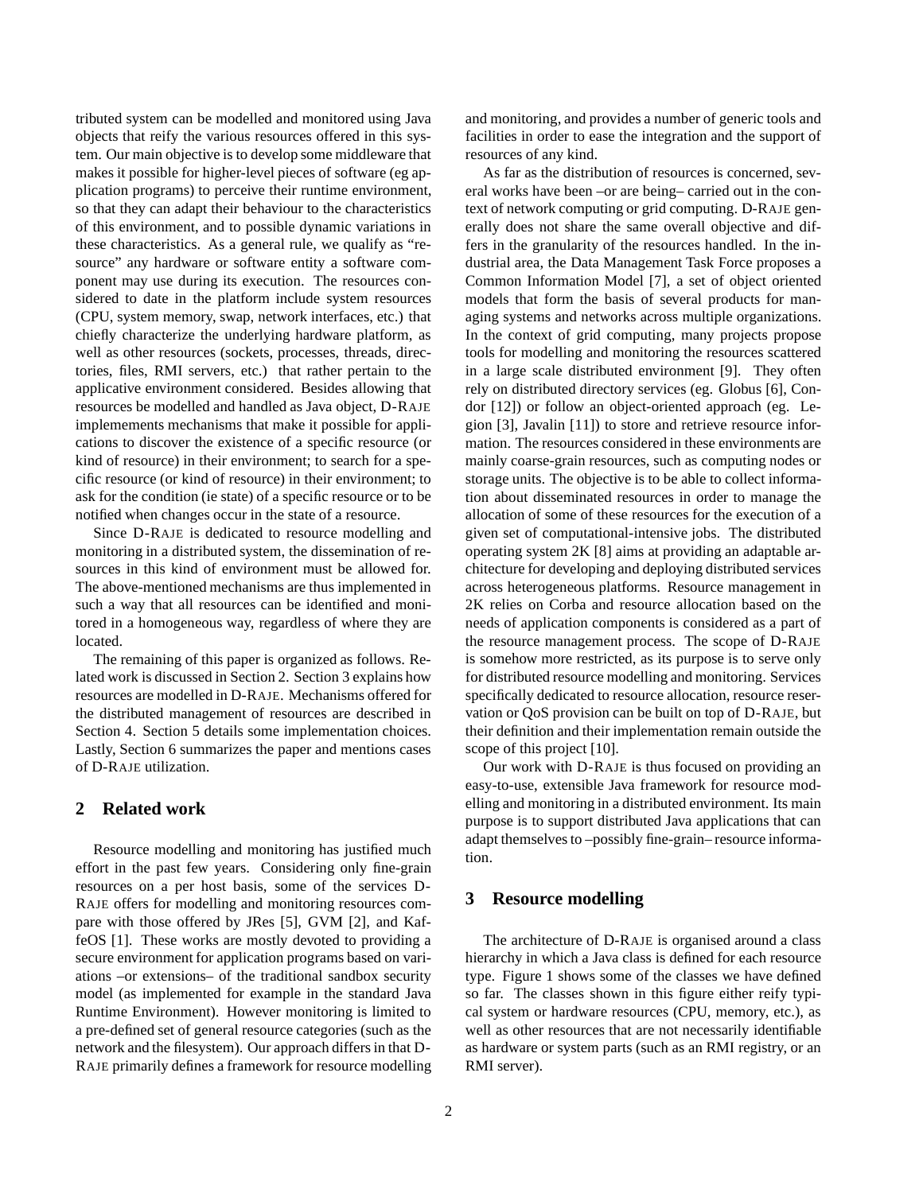tributed system can be modelled and monitored using Java objects that reify the various resources offered in this system. Our main objective is to develop some middleware that makes it possible for higher-level pieces of software (eg application programs) to perceive their runtime environment, so that they can adapt their behaviour to the characteristics of this environment, and to possible dynamic variations in these characteristics. As a general rule, we qualify as "resource" any hardware or software entity a software component may use during its execution. The resources considered to date in the platform include system resources (CPU, system memory, swap, network interfaces, etc.) that chiefly characterize the underlying hardware platform, as well as other resources (sockets, processes, threads, directories, files, RMI servers, etc.) that rather pertain to the applicative environment considered. Besides allowing that resources be modelled and handled as Java object, D-RAJE implemements mechanisms that make it possible for applications to discover the existence of a specific resource (or kind of resource) in their environment; to search for a specific resource (or kind of resource) in their environment; to ask for the condition (ie state) of a specific resource or to be notified when changes occur in the state of a resource.

Since D-RAJE is dedicated to resource modelling and monitoring in a distributed system, the dissemination of resources in this kind of environment must be allowed for. The above-mentioned mechanisms are thus implemented in such a way that all resources can be identified and monitored in a homogeneous way, regardless of where they are located.

The remaining of this paper is organized as follows. Related work is discussed in Section 2. Section 3 explains how resources are modelled in D-RAJE. Mechanisms offered for the distributed management of resources are described in Section 4. Section 5 details some implementation choices. Lastly, Section 6 summarizes the paper and mentions cases of D-RAJE utilization.

## 2 Related work

Resource modelling and monitoring has justified much effort in the past few years. Considering only fine-grain resources on a per host basis, some of the services D-RAJE offers for modelling and monitoring resources compare with those offered by JRes [5], GVM [2], and KaffeOS [1]. These works are mostly devoted to providing a secure environment for application programs based on variations –or extensions– of the traditional sandbox security model (as implemented for example in the standard Java Runtime Environment). However monitoring is limited to a pre-defined set of general resource categories (such as the network and the filesystem). Our approach differs in that D-RAJE primarily defines a framework for resource modelling and monitoring, and provides a number of generic tools and facilities in order to ease the integration and the support of resources of any kind.

As far as the distribution of resources is concerned, several works have been –or are being– carried out in the context of network computing or grid computing. D-RAJE generally does not share the same overall objective and differs in the granularity of the resources handled. In the industrial area, the Data Management Task Force proposes a Common Information Model [7], a set of object oriented models that form the basis of several products for managing systems and networks across multiple organizations. In the context of grid computing, many projects propose tools for modelling and monitoring the resources scattered in a large scale distributed environment [9]. They often rely on distributed directory services (eg. Globus [6], Condor [12]) or follow an object-oriented approach (eg. Legion [3], Javalin [11]) to store and retrieve resource information. The resources considered in these environments are mainly coarse-grain resources, such as computing nodes or storage units. The objective is to be able to collect information about disseminated resources in order to manage the allocation of some of these resources for the execution of a given set of computational-intensive jobs. The distributed operating system 2K [8] aims at providing an adaptable architecture for developing and deploying distributed services across heterogeneous platforms. Resource management in 2K relies on Corba and resource allocation based on the needs of application components is considered as a part of the resource management process. The scope of D-RAJE is somehow more restricted, as its purpose is to serve only for distributed resource modelling and monitoring. Services specifically dedicated to resource allocation, resource reservation or QoS provision can be built on top of D-RAJE, but their definition and their implementation remain outside the scope of this project [10].

Our work with D-RAJE is thus focused on providing an easy-to-use, extensible Java framework for resource modelling and monitoring in a distributed environment. Its main purpose is to support distributed Java applications that can adapt themselves to –possibly fine-grain– resource information.

## 3 Resource modelling

The architecture of D-RAJE is organised around a class hierarchy in which a Java class is defined for each resource type. Figure 1 shows some of the classes we have defined so far. The classes shown in this figure either reify typical system or hardware resources (CPU, memory, etc.), as well as other resources that are not necessarily identifiable as hardware or system parts (such as an RMI registry, or an RMI server).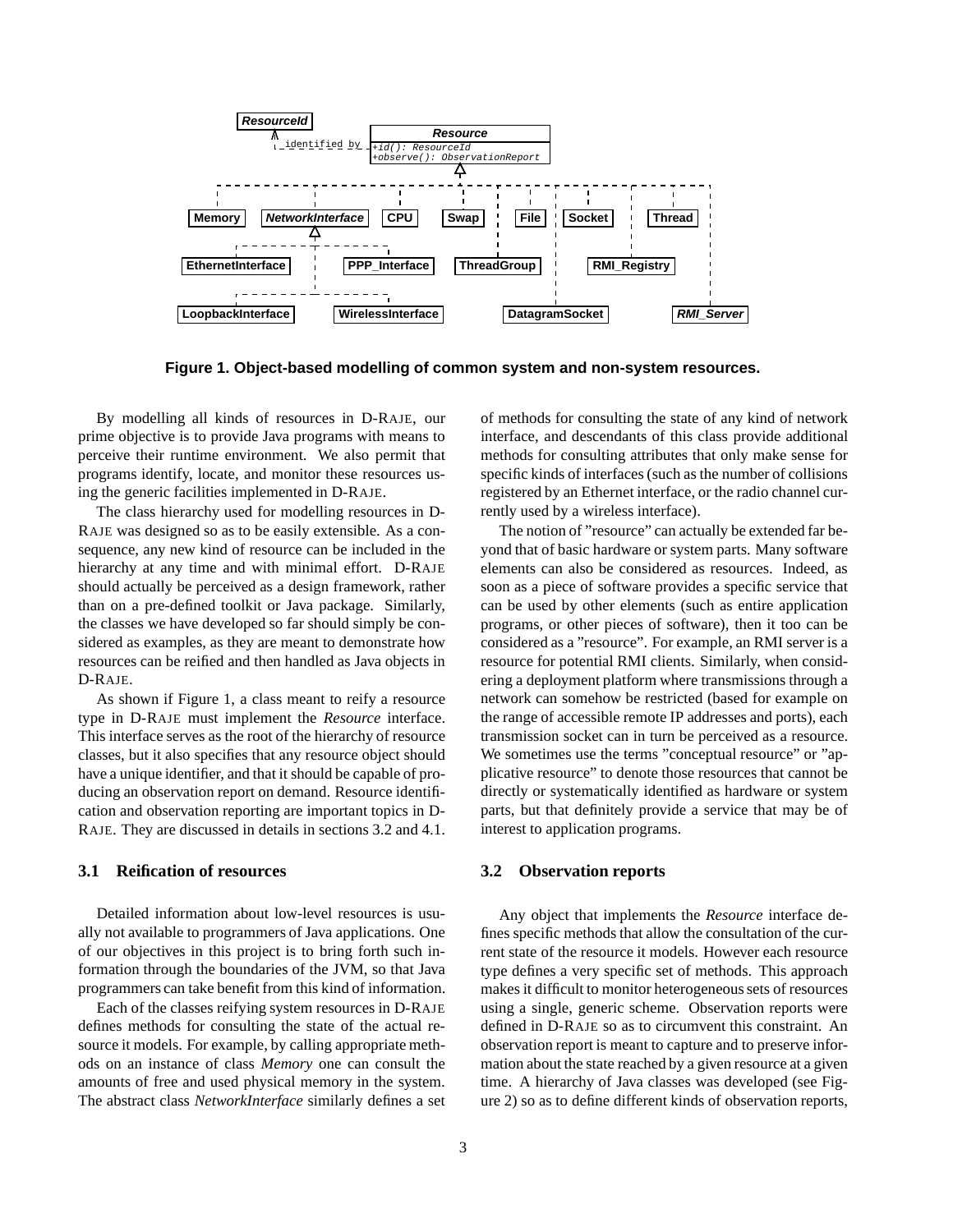**Figure 1. Object-based modelling of common system and non-system resources.**

By modelling all kinds of resources in D-RAJE, our prime objective is to provide Java programs with means to perceive their runtime environment. We also permit that programs identify, locate, and monitor these resources using the generic facilities implemented in D-RAJE.

The class hierarchy used for modelling resources in D-RAJE was designed so as to be easily extensible. As a consequence, any new kind of resource can be included in the hierarchy at any time and with minimal effort. D-RAJE should actually be perceived as a design framework, rather than on a pre-defined toolkit or Java package. Similarly, the classes we have developed so far should simply be considered as examples, as they are meant to demonstrate how resources can be reified and then handled as Java objects in D-RAJE.

As shown if Figure 1, a class meant to reify a resource type in D-RAJE must implement the *Resource* interface. This interface serves as the root of the hierarchy of resource classes, but it also specifies that any resource object should have a unique identifier, and that it should be capable of producing an observation report on demand. Resource identification and observation reporting are important topics in D-RAJE. They are discussed in details in sections 3.2 and 4.1.

### 3.1 Reification of resources

Detailed information about low-level resources is usually not available to programmers of Java applications. One of our objectives in this project is to bring forth such information through the boundaries of the JVM, so that Java programmers can take benefit from this kind of information.

Each of the classes reifying system resources in D-RAJE defines methods for consulting the state of the actual resource it models. For example, by calling appropriate methods on an instance of class *Memory* one can consult the amounts of free and used physical memory in the system. The abstract class *NetworkInterface* similarly defines a set of methods for consulting the state of any kind of network interface, and descendants of this class provide additional methods for consulting attributes that only make sense for specific kinds of interfaces (such as the number of collisions registered by an Ethernet interface, or the radio channel currently used by a wireless interface).

The notion of "resource" can actually be extended far beyond that of basic hardware or system parts. Many software elements can also be considered as resources. Indeed, as soon as a piece of software provides a specific service that can be used by other elements (such as entire application programs, or other pieces of software), then it too can be considered as a "resource". For example, an RMI server is a resource for potential RMI clients. Similarly, when considering a deployment platform where transmissions through a network can somehow be restricted (based for example on the range of accessible remote IP addresses and ports), each transmission socket can in turn be perceived as a resource. We sometimes use the terms "conceptual resource" or "applicative resource" to denote those resources that cannot be directly or systematically identified as hardware or system parts, but that definitely provide a service that may be of interest to application programs.

### 3.2 Observation reports

Any object that implements the *Resource* interface defines specific methods that allow the consultation of the current state of the resource it models. However each resource type defines a very specific set of methods. This approach makes it difficult to monitor heterogeneous sets of resources using a single, generic scheme. Observation reports were defined in D-RAJE so as to circumvent this constraint. An observation report is meant to capture and to preserve information about the state reached by a given resource at a given time. A hierarchy of Java classes was developed (see Figure 2) so as to define different kinds of observation reports,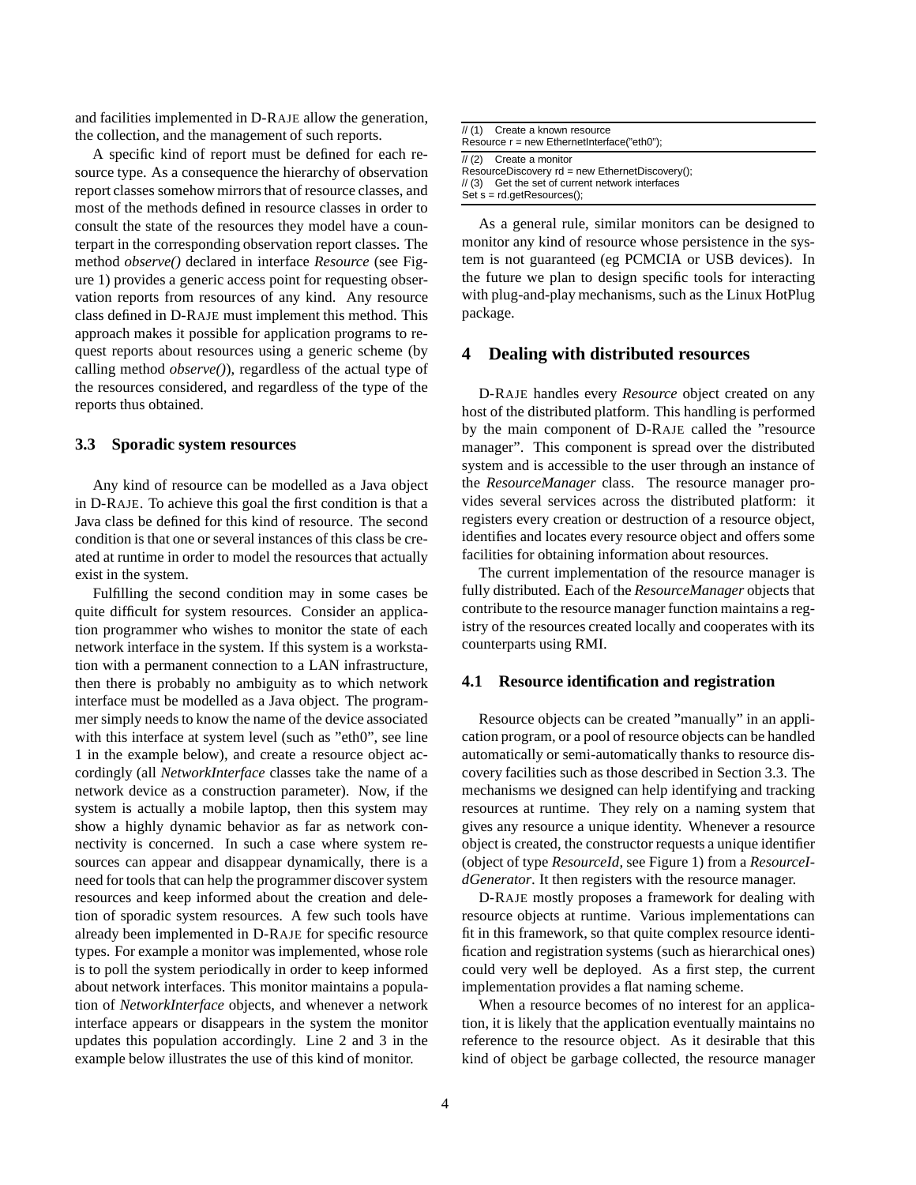and facilities implemented in D-RAJE allow the generation, the collection, and the management of such reports.

A specific kind of report must be defined for each resource type. As a consequence the hierarchy of observation report classes somehow mirrors that of resource classes, and most of the methods defined in resource classes in order to consult the state of the resources they model have a counterpart in the corresponding observation report classes. The method *observe()* declared in interface *Resource* (see Figure 1) provides a generic access point for requesting observation reports from resources of any kind. Any resource class defined in D-RAJE must implement this method. This approach makes it possible for application programs to request reports about resources using a generic scheme (by calling method *observe()*), regardless of the actual type of the resources considered, and regardless of the type of the reports thus obtained.

### 3.3 Sporadic system resources

Any kind of resource can be modelled as a Java object in D-RAJE. To achieve this goal the first condition is that a Java class be defined for this kind of resource. The second condition is that one or several instances of this class be created at runtime in order to model the resources that actually exist in the system.

Fulfilling the second condition may in some cases be quite difficult for system resources. Consider an application programmer who wishes to monitor the state of each network interface in the system. If this system is a workstation with a permanent connection to a LAN infrastructure, then there is probably no ambiguity as to which network interface must be modelled as a Java object. The programmer simply needs to know the name of the device associated with this interface at system level (such as "eth0", see line 1 in the example below), and create a resource object accordingly (all *NetworkInterface* classes take the name of a network device as a construction parameter). Now, if the system is actually a mobile laptop, then this system may show a highly dynamic behavior as far as network connectivity is concerned. In such a case where system resources can appear and disappear dynamically, there is a need for tools that can help the programmer discover system resources and keep informed about the creation and deletion of sporadic system resources. A few such tools have already been implemented in D-RAJE for specific resource types. For example a monitor was implemented, whose role is to poll the system periodically in order to keep informed about network interfaces. This monitor maintains a population of *NetworkInterface* objects, and whenever a network interface appears or disappears in the system the monitor updates this population accordingly. Line 2 and 3 in the example below illustrates the use of this kind of monitor.

```
// (1)   Create a known resource
Resource r = new EthernetInterface("eth0");

// (2)   Create a monitor
ResourceDiscovery rd = new EthernetDiscovery();
// (3)   Get the set of current network interfaces
Set s = rd.getResources();
```

As a general rule, similar monitors can be designed to monitor any kind of resource whose persistence in the system is not guaranteed (eg PCMCIA or USB devices). In the future we plan to design specific tools for interacting with plug-and-play mechanisms, such as the Linux HotPlug package.

## 4 Dealing with distributed resources

D-RAJE handles every *Resource* object created on any host of the distributed platform. This handling is performed by the main component of D-RAJE called the "resource manager". This component is spread over the distributed system and is accessible to the user through an instance of the *ResourceManager* class. The resource manager provides several services across the distributed platform: it registers every creation or destruction of a resource object, identifies and locates every resource object and offers some facilities for obtaining information about resources.

The current implementation of the resource manager is fully distributed. Each of the *ResourceManager* objects that contribute to the resource manager function maintains a registry of the resources created locally and cooperates with its counterparts using RMI.

### 4.1 Resource identification and registration

Resource objects can be created "manually" in an application program, or a pool of resource objects can be handled automatically or semi-automatically thanks to resource discovery facilities such as those described in Section 3.3. The mechanisms we designed can help identifying and tracking resources at runtime. They rely on a naming system that gives any resource a unique identity. Whenever a resource object is created, the constructor requests a unique identifier (object of type *ResourceId*, see Figure 1) from a *ResourceIdGenerator*. It then registers with the resource manager.

D-RAJE mostly proposes a framework for dealing with resource objects at runtime. Various implementations can fit in this framework, so that quite complex resource identification and registration systems (such as hierarchical ones) could very well be deployed. As a first step, the current implementation provides a flat naming scheme.

When a resource becomes of no interest for an application, it is likely that the application eventually maintains no reference to the resource object. As it desirable that this kind of object be garbage collected, the resource manager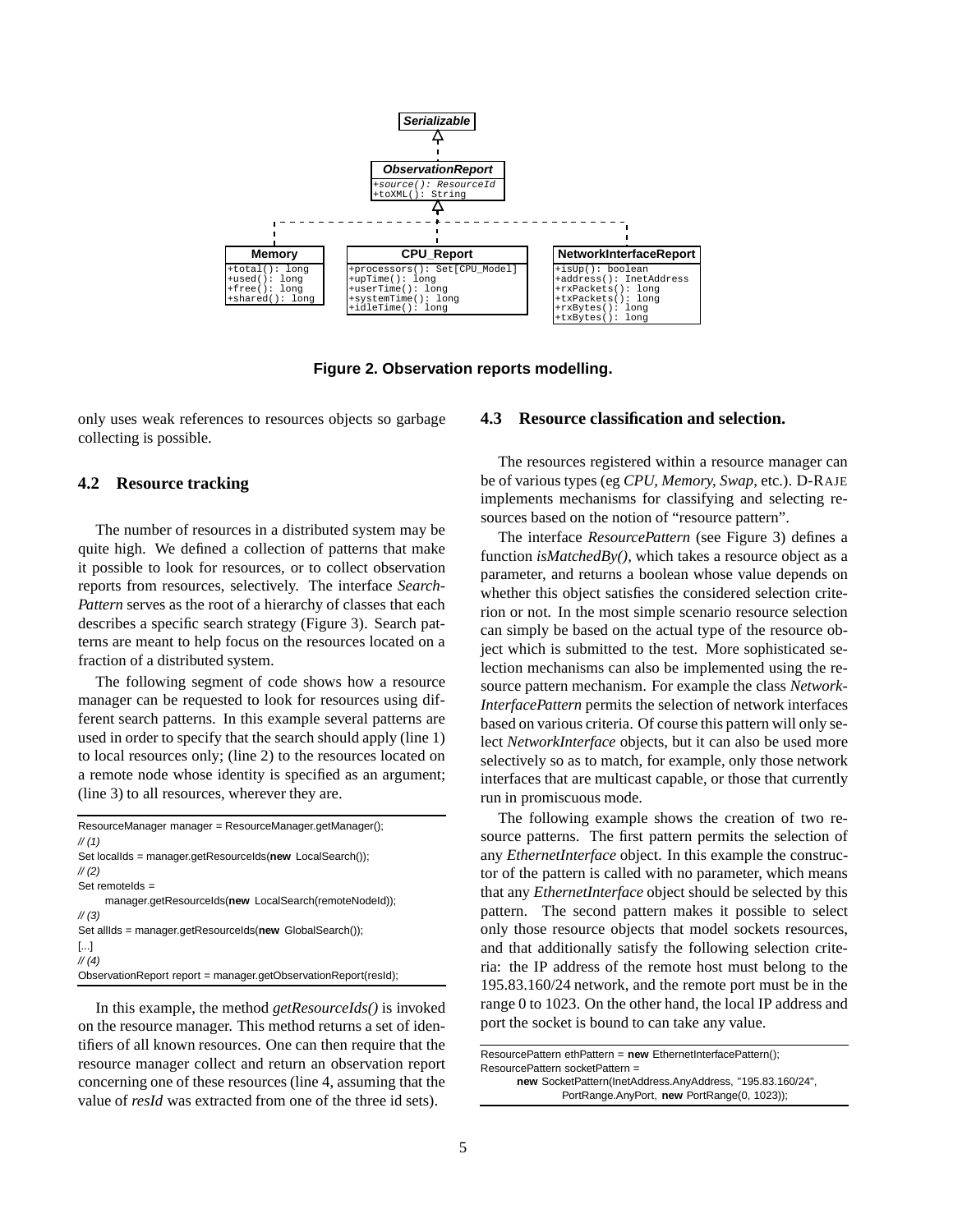**Figure 2. Observation reports modelling.**

only uses weak references to resources objects so garbage collecting is possible.

## 4.2 Resource tracking

The number of resources in a distributed system may be quite high. We defined a collection of patterns that make it possible to look for resources, or to collect observation reports from resources, selectively. The interface *SearchPattern* serves as the root of a hierarchy of classes that each describes a specific search strategy (Figure 3). Search patterns are meant to help focus on the resources located on a fraction of a distributed system.

The following segment of code shows how a resource manager can be requested to look for resources using different search patterns. In this example several patterns are used in order to specify that the search should apply (line 1) to local resources only; (line 2) to the resources located on a remote node whose identity is specified as an argument; (line 3) to all resources, wherever they are.

```
ResourceManager manager = ResourceManager.getManager();
// (1)
Set localIds = manager.getResourceIds(new LocalSearch());
// (2)
Set remoteIds =
    manager.getResourceIds(new LocalSearch(remoteNodeId));
// (3)
Set allIds = manager.getResourceIds(new GlobalSearch());
[...]
// (4)
ObservationReport report = manager.getObservationReport(resId);
```

In this example, the method *getResourceIds()* is invoked on the resource manager. This method returns a set of identifiers of all known resources. One can then require that the resource manager collect and return an observation report concerning one of these resources (line 4, assuming that the value of *resId* was extracted from one of the three id sets).

## 4.3 Resource classification and selection.

The resources registered within a resource manager can be of various types (eg *CPU, Memory, Swap,* etc.). D-RAJE implements mechanisms for classifying and selecting resources based on the notion of "resource pattern".

The interface *ResourcePattern* (see Figure 3) defines a function *isMatchedBy()*, which takes a resource object as a parameter, and returns a boolean whose value depends on whether this object satisfies the considered selection criterion or not. In the most simple scenario resource selection can simply be based on the actual type of the resource object which is submitted to the test. More sophisticated selection mechanisms can also be implemented using the resource pattern mechanism. For example the class *NetworkInterfacePattern* permits the selection of network interfaces based on various criteria. Of course this pattern will only select *NetworkInterface* objects, but it can also be used more selectively so as to match, for example, only those network interfaces that are multicast capable, or those that currently run in promiscuous mode.

The following example shows the creation of two resource patterns. The first pattern permits the selection of any *EthernetInterface* object. In this example the constructor of the pattern is called with no parameter, which means that any *EthernetInterface* object should be selected by this pattern. The second pattern makes it possible to select only those resource objects that model sockets resources, and that additionally satisfy the following selection criteria: the IP address of the remote host must belong to the 195.83.160/24 network, and the remote port must be in the range 0 to 1023. On the other hand, the local IP address and port the socket is bound to can take any value.

```
ResourcePattern ethPattern = new EthernetInterfacePattern();
ResourcePattern socketPattern =
    new SocketPattern(InetAddress.AnyAddress, "195.83.160/24",
            PortRange.AnyPort, new PortRange(0, 1023));
```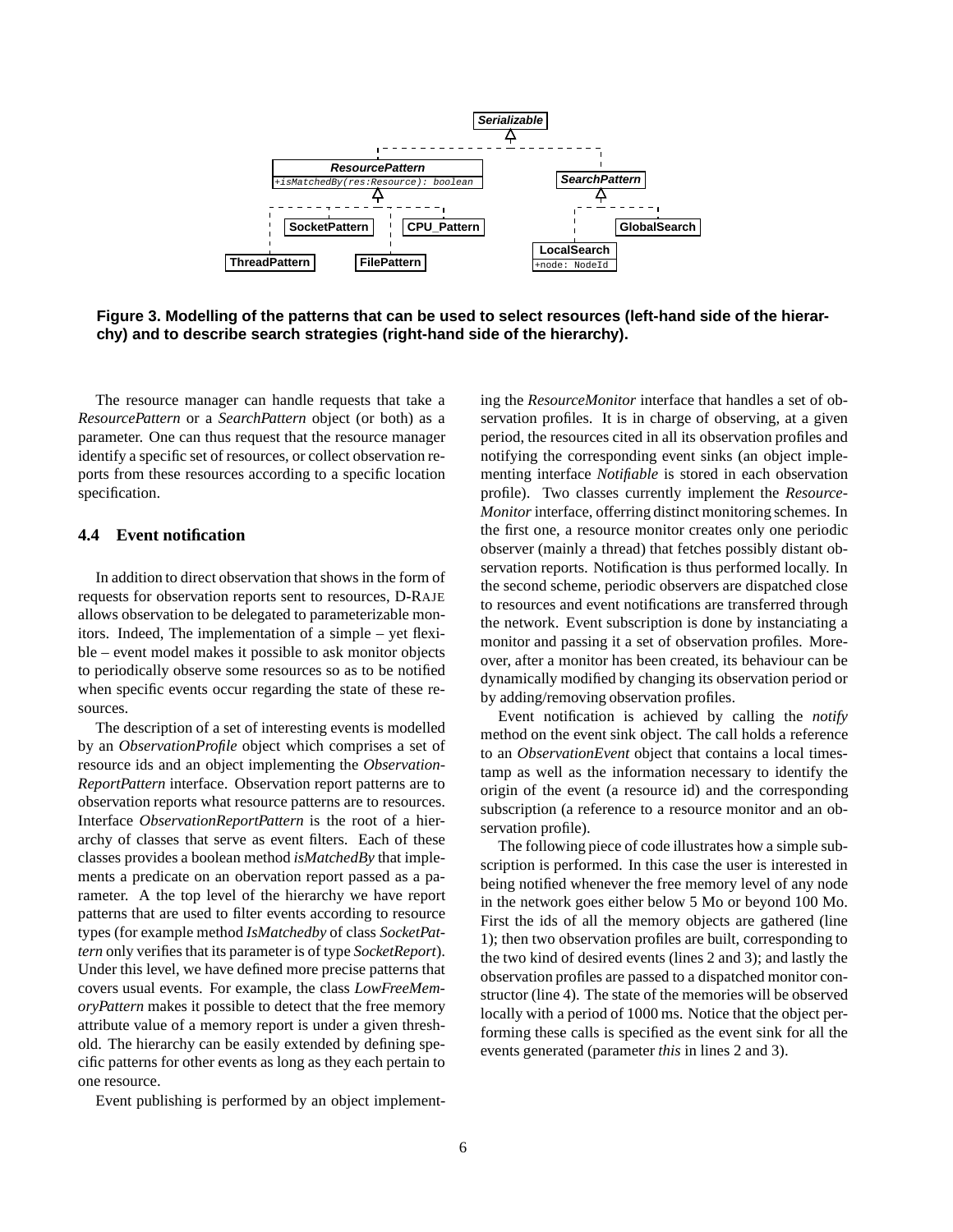Serializable

ResourcePattern
+isMatchedBy(res:Resource): boolean

SearchPattern

SocketPattern

CPU_Pattern

GlobalSearch

LocalSearch
+node: NodeId

ThreadPattern

FilePattern

**Figure 3. Modelling of the patterns that can be used to select resources (left-hand side of the hierarchy) and to describe search strategies (right-hand side of the hierarchy).**

The resource manager can handle requests that take a *ResourcePattern* or a *SearchPattern* object (or both) as a parameter. One can thus request that the resource manager identify a specific set of resources, or collect observation reports from these resources according to a specific location specification.

### 4.4 Event notification

In addition to direct observation that shows in the form of requests for observation reports sent to resources, D-RAJE allows observation to be delegated to parameterizable monitors. Indeed, The implementation of a simple – yet flexible – event model makes it possible to ask monitor objects to periodically observe some resources so as to be notified when specific events occur regarding the state of these resources.

The description of a set of interesting events is modelled by an *ObservationProfile* object which comprises a set of resource ids and an object implementing the *ObservationReportPattern* interface. Observation report patterns are to observation reports what resource patterns are to resources. Interface *ObservationReportPattern* is the root of a hierarchy of classes that serve as event filters. Each of these classes provides a boolean method *isMatchedBy* that implements a predicate on an obervation report passed as a parameter. A the top level of the hierarchy we have report patterns that are used to filter events according to resource types (for example method *IsMatchedby* of class *SocketPattern* only verifies that its parameter is of type *SocketReport*). Under this level, we have defined more precise patterns that covers usual events. For example, the class *LowFreeMemoryPattern* makes it possible to detect that the free memory attribute value of a memory report is under a given threshold. The hierarchy can be easily extended by defining specific patterns for other events as long as they each pertain to one resource.

Event publishing is performed by an object implementing the *ResourceMonitor* interface that handles a set of observation profiles. It is in charge of observing, at a given period, the resources cited in all its observation profiles and notifying the corresponding event sinks (an object implementing interface *Notifiable* is stored in each observation profile). Two classes currently implement the *ResourceMonitor* interface, offering distinct monitoring schemes. In the first one, a resource monitor creates only one periodic observer (mainly a thread) that fetches possibly distant observation reports. Notification is thus performed locally. In the second scheme, periodic observers are dispatched close to resources and event notifications are transferred through the network. Event subscription is done by instanciating a monitor and passing it a set of observation profiles. Moreover, after a monitor has been created, its behaviour can be dynamically modified by changing its observation period or by adding/removing observation profiles.

Event notification is achieved by calling the *notify* method on the event sink object. The call holds a reference to an *ObservationEvent* object that contains a local timestamp as well as the information necessary to identify the origin of the event (a resource id) and the corresponding subscription (a reference to a resource monitor and an observation profile).

The following piece of code illustrates how a simple subscription is performed. In this case the user is interested in being notified whenever the free memory level of any node in the network goes either below 5 Mo or beyond 100 Mo. First the ids of all the memory objects are gathered (line 1); then two observation profiles are built, corresponding to the two kind of desired events (lines 2 and 3); and lastly the observation profiles are passed to a dispatched monitor constructor (line 4). The state of the memories will be observed locally with a period of 1000 ms. Notice that the object performing these calls is specified as the event sink for all the events generated (parameter *this* in lines 2 and 3).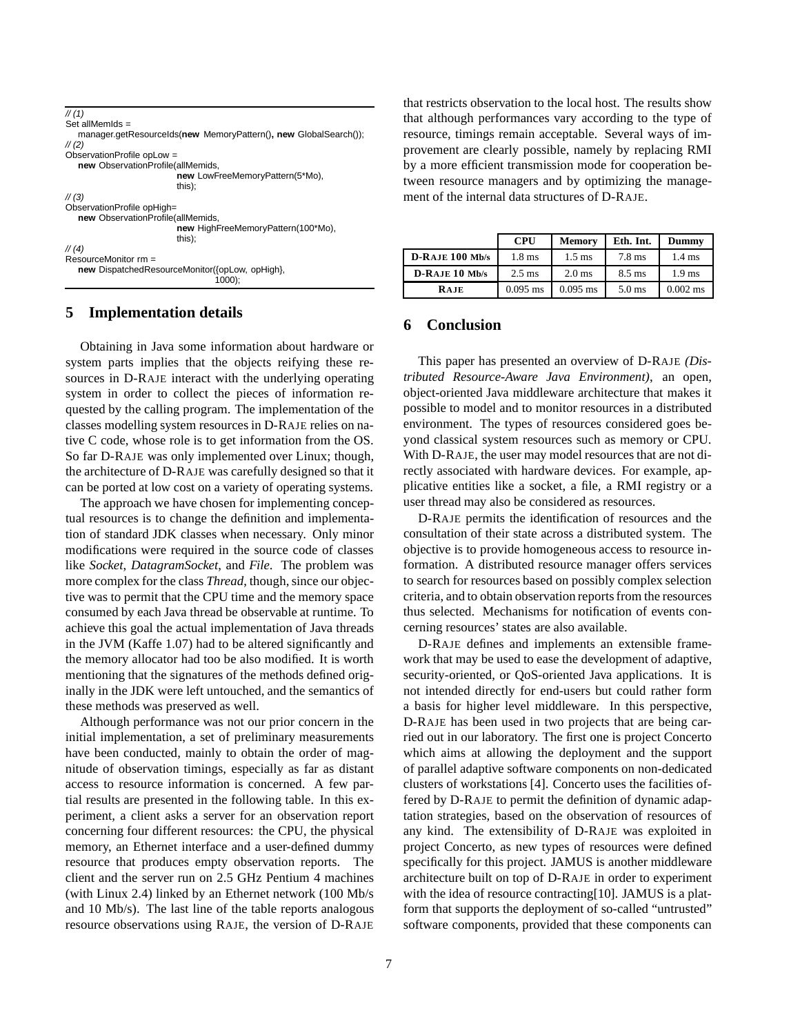```
// (1)
Set allMemIds =
   manager.getResourceIds(new MemoryPattern(), new GlobalSearch());
// (2)
ObservationProfile opLow =
   new ObservationProfile(allMemids,
                          new LowFreeMemoryPattern(5*Mo),
                          this);
// (3)
ObservationProfile opHigh=
   new ObservationProfile(allMemids,
                          new HighFreeMemoryPattern(100*Mo),
                          this);
// (4)
ResourceMonitor rm =
   new DispatchedResourceMonitor({opLow, opHigh},
                                 1000);
```

## 5 Implementation details

Obtaining in Java some information about hardware or system parts implies that the objects reifying these resources in D-RAJE interact with the underlying operating system in order to collect the pieces of information requested by the calling program. The implementation of the classes modelling system resources in D-RAJE relies on native C code, whose role is to get information from the OS. So far D-RAJE was only implemented over Linux; though, the architecture of D-RAJE was carefully designed so that it can be ported at low cost on a variety of operating systems.

The approach we have chosen for implementing conceptual resources is to change the definition and implementation of standard JDK classes when necessary. Only minor modifications were required in the source code of classes like *Socket*, *DatagramSocket*, and *File*. The problem was more complex for the class *Thread*, though, since our objective was to permit that the CPU time and the memory space consumed by each Java thread be observable at runtime. To achieve this goal the actual implementation of Java threads in the JVM (Kaffe 1.07) had to be altered significantly and the memory allocator had too be also modified. It is worth mentioning that the signatures of the methods defined originally in the JDK were left untouched, and the semantics of these methods was preserved as well.

Although performance was not our prior concern in the initial implementation, a set of preliminary measurements have been conducted, mainly to obtain the order of magnitude of observation timings, especially as far as distant access to resource information is concerned. A few partial results are presented in the following table. In this experiment, a client asks a server for an observation report concerning four different resources: the CPU, the physical memory, an Ethernet interface and a user-defined dummy resource that produces empty observation reports. The client and the server run on 2.5 GHz Pentium 4 machines (with Linux 2.4) linked by an Ethernet network (100 Mb/s and 10 Mb/s). The last line of the table reports analogous resource observations using RAJE, the version of D-RAJE that restricts observation to the local host. The results show that although performances vary according to the type of resource, timings remain acceptable. Several ways of improvement are clearly possible, namely by replacing RMI by a more efficient transmission mode for cooperation between resource managers and by optimizing the management of the internal data structures of D-RAJE.

| | CPU | Memory | Eth. Int. | Dummy |
|---|---|---|---|---|
| **D-RAJE 100 Mb/s** | 1.8 ms | 1.5 ms | 7.8 ms | 1.4 ms |
| **D-RAJE 10 Mb/s** | 2.5 ms | 2.0 ms | 8.5 ms | 1.9 ms |
| **RAJE** | 0.095 ms | 0.095 ms | 5.0 ms | 0.002 ms |

## 6 Conclusion

This paper has presented an overview of D-RAJE *(Distributed Resource-Aware Java Environment)*, an open, object-oriented Java middleware architecture that makes it possible to model and to monitor resources in a distributed environment. The types of resources considered goes beyond classical system resources such as memory or CPU. With D-RAJE, the user may model resources that are not directly associated with hardware devices. For example, applicative entities like a socket, a file, a RMI registry or a user thread may also be considered as resources.

D-RAJE permits the identification of resources and the consultation of their state across a distributed system. The objective is to provide homogeneous access to resource information. A distributed resource manager offers services to search for resources based on possibly complex selection criteria, and to obtain observation reports from the resources thus selected. Mechanisms for notification of events concerning resources' states are also available.

D-RAJE defines and implements an extensible framework that may be used to ease the development of adaptive, security-oriented, or QoS-oriented Java applications. It is not intended directly for end-users but could rather form a basis for higher level middleware. In this perspective, D-RAJE has been used in two projects that are being carried out in our laboratory. The first one is project Concerto which aims at allowing the deployment and the support of parallel adaptive software components on non-dedicated clusters of workstations [4]. Concerto uses the facilities offered by D-RAJE to permit the definition of dynamic adaptation strategies, based on the observation of resources of any kind. The extensibility of D-RAJE was exploited in project Concerto, as new types of resources were defined specifically for this project. JAMUS is another middleware architecture built on top of D-RAJE in order to experiment with the idea of resource contracting[10]. JAMUS is a platform that supports the deployment of so-called "untrusted" software components, provided that these components can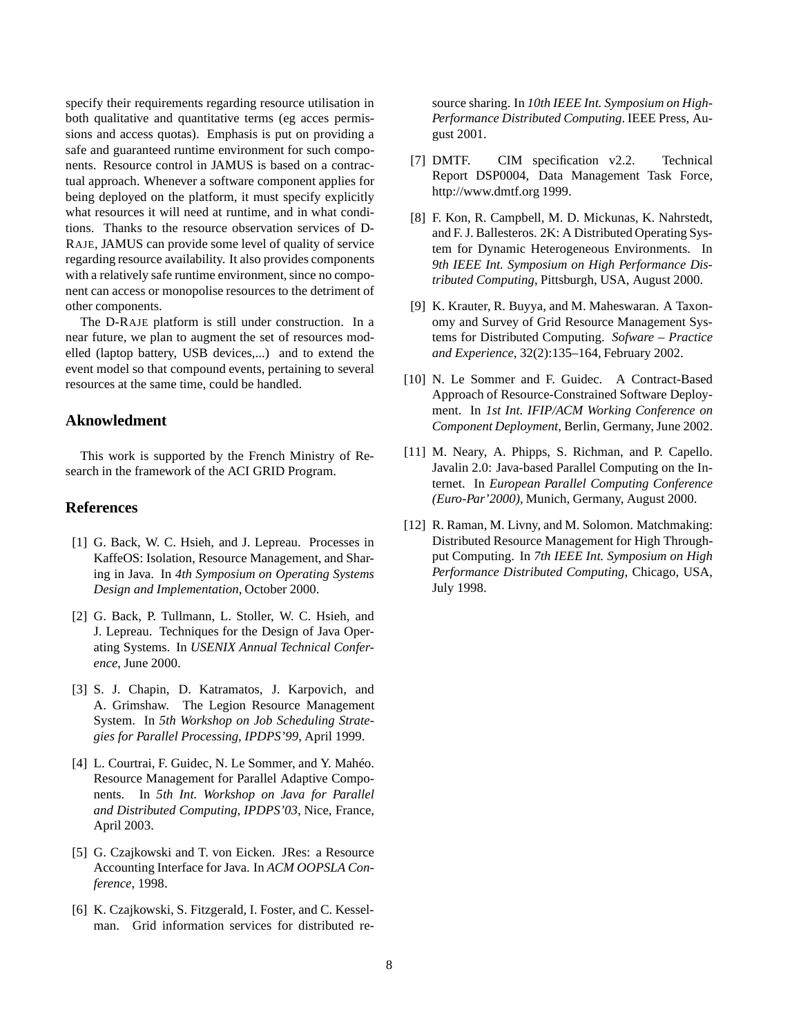specify their requirements regarding resource utilisation in both qualitative and quantitative terms (eg acces permissions and access quotas). Emphasis is put on providing a safe and guaranteed runtime environment for such components. Resource control in JAMUS is based on a contractual approach. Whenever a software component applies for being deployed on the platform, it must specify explicitly what resources it will need at runtime, and in what conditions. Thanks to the resource observation services of D-RAJE, JAMUS can provide some level of quality of service regarding resource availability. It also provides components with a relatively safe runtime environment, since no component can access or monopolise resources to the detriment of other components.

The D-RAJE platform is still under construction. In a near future, we plan to augment the set of resources modelled (laptop battery, USB devices,...) and to extend the event model so that compound events, pertaining to several resources at the same time, could be handled.

## Aknowledment

This work is supported by the French Ministry of Research in the framework of the ACI GRID Program.

## References

[1] G. Back, W. C. Hsieh, and J. Lepreau. Processes in KaffeOS: Isolation, Resource Management, and Sharing in Java. In *4th Symposium on Operating Systems Design and Implementation*, October 2000.

[2] G. Back, P. Tullmann, L. Stoller, W. C. Hsieh, and J. Lepreau. Techniques for the Design of Java Operating Systems. In *USENIX Annual Technical Conference*, June 2000.

[3] S. J. Chapin, D. Katramatos, J. Karpovich, and A. Grimshaw. The Legion Resource Management System. In *5th Workshop on Job Scheduling Strategies for Parallel Processing, IPDPS'99*, April 1999.

[4] L. Courtrai, F. Guidec, N. Le Sommer, and Y. Mahéo. Resource Management for Parallel Adaptive Components. In *5th Int. Workshop on Java for Parallel and Distributed Computing, IPDPS'03*, Nice, France, April 2003.

[5] G. Czajkowski and T. von Eicken. JRes: a Resource Accounting Interface for Java. In *ACM OOPSLA Conference*, 1998.

[6] K. Czajkowski, S. Fitzgerald, I. Foster, and C. Kesselman. Grid information services for distributed resource sharing. In *10th IEEE Int. Symposium on High-Performance Distributed Computing*. IEEE Press, August 2001.

[7] DMTF. CIM specification v2.2. Technical Report DSP0004, Data Management Task Force, http://www.dmtf.org 1999.

[8] F. Kon, R. Campbell, M. D. Mickunas, K. Nahrstedt, and F. J. Ballesteros. 2K: A Distributed Operating System for Dynamic Heterogeneous Environments. In *9th IEEE Int. Symposium on High Performance Distributed Computing*, Pittsburgh, USA, August 2000.

[9] K. Krauter, R. Buyya, and M. Maheswaran. A Taxonomy and Survey of Grid Resource Management Systems for Distributed Computing. *Sofware – Practice and Experience*, 32(2):135–164, February 2002.

[10] N. Le Sommer and F. Guidec. A Contract-Based Approach of Resource-Constrained Software Deployment. In *1st Int. IFIP/ACM Working Conference on Component Deployment*, Berlin, Germany, June 2002.

[11] M. Neary, A. Phipps, S. Richman, and P. Capello. Javalin 2.0: Java-based Parallel Computing on the Internet. In *European Parallel Computing Conference (Euro-Par'2000)*, Munich, Germany, August 2000.

[12] R. Raman, M. Livny, and M. Solomon. Matchmaking: Distributed Resource Management for High Throughput Computing. In *7th IEEE Int. Symposium on High Performance Distributed Computing*, Chicago, USA, July 1998.